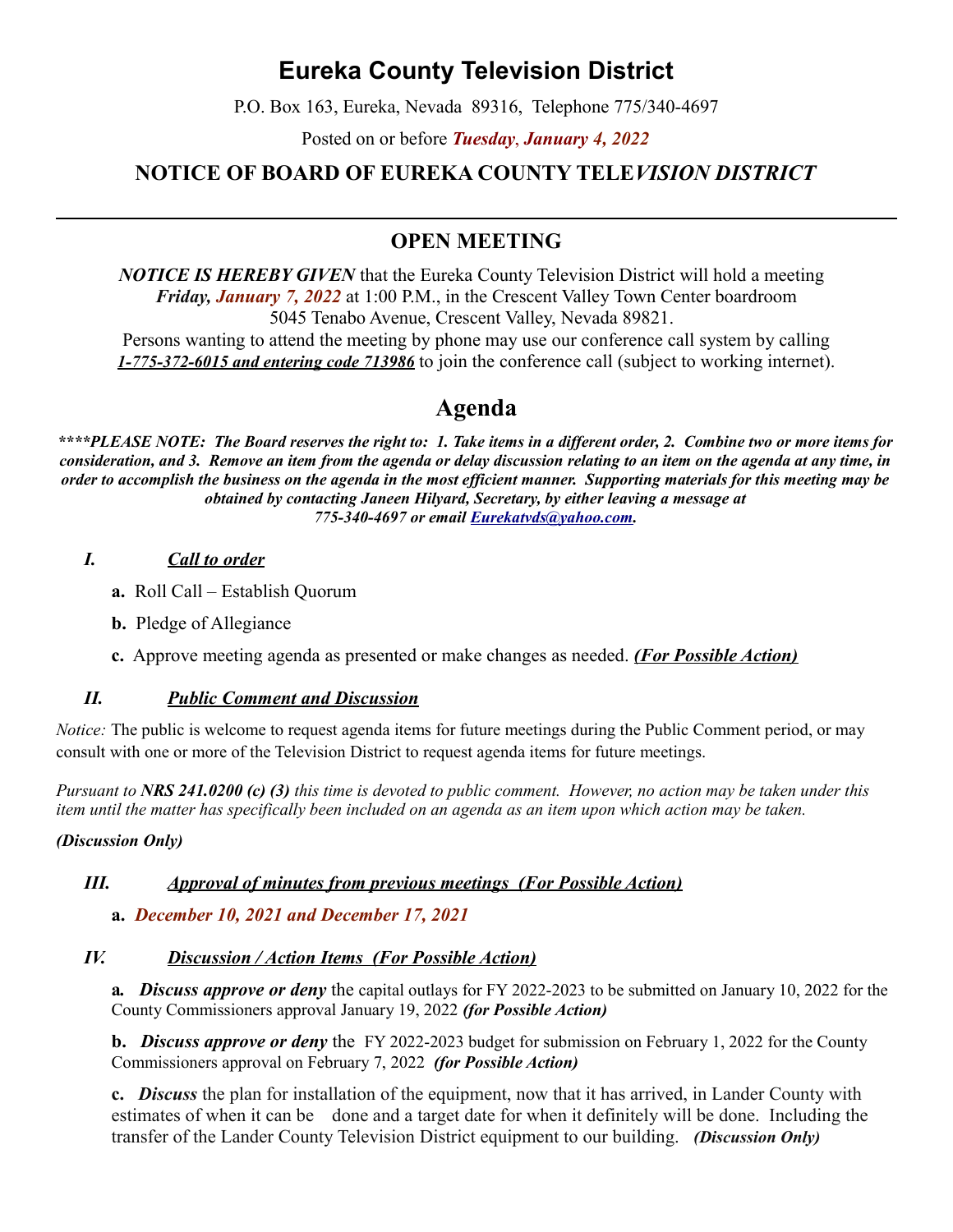# Eureka County Television District

P.O. Box 163, Eureka, Nevada 89316, Telephone 775/340-4697

Posted on or before ***Tuesday*, *January 4, 2022***

## NOTICE OF BOARD OF EUREKA COUNTY TELE*VISION DISTRICT*

---

## OPEN MEETING

***NOTICE IS HEREBY GIVEN*** that the Eureka County Television District will hold a meeting ***Friday, January 7, 2022*** at 1:00 P.M., in the Crescent Valley Town Center boardroom 5045 Tenabo Avenue, Crescent Valley, Nevada 89821.

Persons wanting to attend the meeting by phone may use our conference call system by calling ***1-775-372-6015 and entering code 713986*** to join the conference call (subject to working internet).

## Agenda

***\*\*\*\*PLEASE NOTE: The Board reserves the right to: 1. Take items in a different order, 2. Combine two or more items for consideration, and 3. Remove an item from the agenda or delay discussion relating to an item on the agenda at any time, in order to accomplish the business on the agenda in the most efficient manner. Supporting materials for this meeting may be obtained by contacting Janeen Hilyard, Secretary, by either leaving a message at 775-340-4697 or email Eurekatvds@yahoo.com.***

### *I. Call to order*

**a.** Roll Call – Establish Quorum

**b.** Pledge of Allegiance

**c.** Approve meeting agenda as presented or make changes as needed. ***(For Possible Action)***

### *II. Public Comment and Discussion*

*Notice:* The public is welcome to request agenda items for future meetings during the Public Comment period, or may consult with one or more of the Television District to request agenda items for future meetings.

*Pursuant to **NRS 241.0200 (c) (3)** this time is devoted to public comment. However, no action may be taken under this item until the matter has specifically been included on an agenda as an item upon which action may be taken.*

***(Discussion Only)***

### *III. Approval of minutes from previous meetings (For Possible Action)*

**a.** ***December 10, 2021 and December 17, 2021***

### *IV. Discussion / Action Items (For Possible Action)*

**a.** ***Discuss approve or deny*** the capital outlays for FY 2022-2023 to be submitted on January 10, 2022 for the County Commissioners approval January 19, 2022 ***(for Possible Action)***

**b.** ***Discuss approve or deny*** the FY 2022-2023 budget for submission on February 1, 2022 for the County Commissioners approval on February 7, 2022 ***(for Possible Action)***

**c.** ***Discuss*** the plan for installation of the equipment, now that it has arrived, in Lander County with estimates of when it can be done and a target date for when it definitely will be done. Including the transfer of the Lander County Television District equipment to our building. ***(Discussion Only)***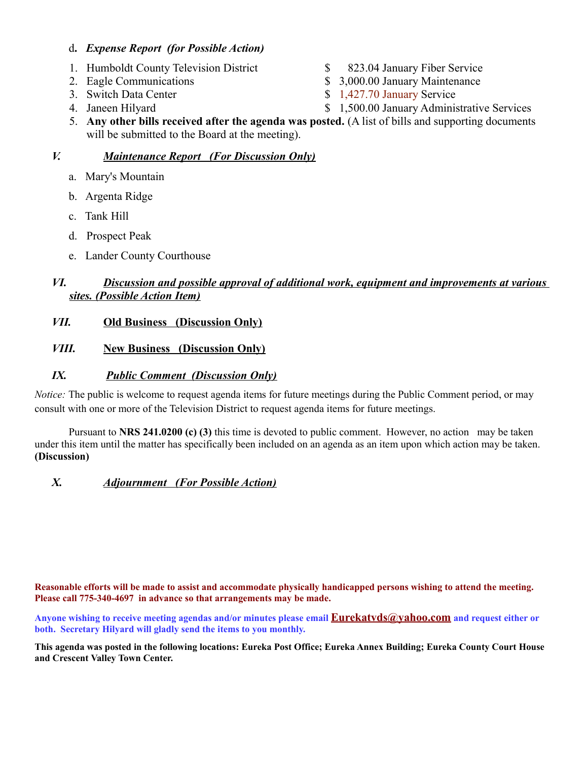d. ***Expense Report (for Possible Action)***

1. Humboldt County Television District — $ 823.04 January Fiber Service
2. Eagle Communications — $ 3,000.00 January Maintenance
3. Switch Data Center — $ 1,427.70 January Service
4. Janeen Hilyard — $ 1,500.00 January Administrative Services
5. **Any other bills received after the agenda was posted.** (A list of bills and supporting documents will be submitted to the Board at the meeting).

***V. Maintenance Report (For Discussion Only)***

a. Mary's Mountain

b. Argenta Ridge

c. Tank Hill

d. Prospect Peak

e. Lander County Courthouse

***VI. Discussion and possible approval of additional work, equipment and improvements at various sites. (Possible Action Item)***

***VII.* Old Business (Discussion Only)**

***VIII.* New Business (Discussion Only)**

***IX. Public Comment (Discussion Only)***

*Notice:* The public is welcome to request agenda items for future meetings during the Public Comment period, or may consult with one or more of the Television District to request agenda items for future meetings.

Pursuant to **NRS 241.0200 (c) (3)** this time is devoted to public comment. However, no action may be taken under this item until the matter has specifically been included on an agenda as an item upon which action may be taken. **(Discussion)**

***X. Adjournment (For Possible Action)***

**Reasonable efforts will be made to assist and accommodate physically handicapped persons wishing to attend the meeting. Please call 775-340-4697 in advance so that arrangements may be made.**

**Anyone wishing to receive meeting agendas and/or minutes please email Eurekatvds@yahoo.com and request either or both. Secretary Hilyard will gladly send the items to you monthly.**

**This agenda was posted in the following locations: Eureka Post Office; Eureka Annex Building; Eureka County Court House and Crescent Valley Town Center.**